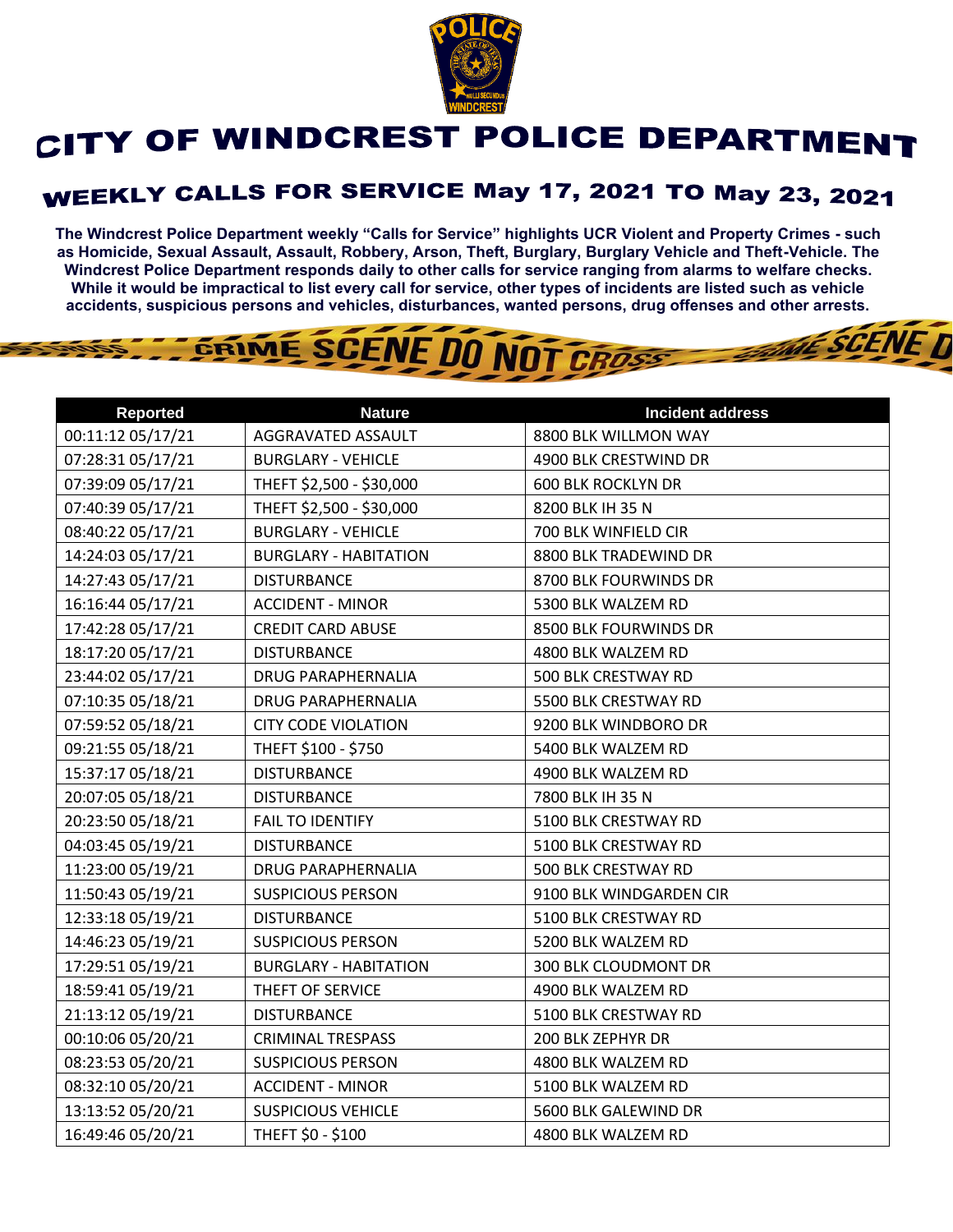# CITY OF WINDCREST POLICE DEPARTMENT

## WEEKLY CALLS FOR SERVICE May 17, 2021 TO May 23, 2021

**The Windcrest Police Department weekly "Calls for Service" highlights UCR Violent and Property Crimes - such as Homicide, Sexual Assault, Assault, Robbery, Arson, Theft, Burglary, Burglary Vehicle and Theft-Vehicle. The Windcrest Police Department responds daily to other calls for service ranging from alarms to welfare checks. While it would be impractical to list every call for service, other types of incidents are listed such as vehicle accidents, suspicious persons and vehicles, disturbances, wanted persons, drug offenses and other arrests.**

| Reported | Nature | Incident address |
|---|---|---|
| 00:11:12 05/17/21 | AGGRAVATED ASSAULT | 8800 BLK WILLMON WAY |
| 07:28:31 05/17/21 | BURGLARY - VEHICLE | 4900 BLK CRESTWIND DR |
| 07:39:09 05/17/21 | THEFT $2,500 - $30,000 | 600 BLK ROCKLYN DR |
| 07:40:39 05/17/21 | THEFT $2,500 - $30,000 | 8200 BLK IH 35 N |
| 08:40:22 05/17/21 | BURGLARY - VEHICLE | 700 BLK WINFIELD CIR |
| 14:24:03 05/17/21 | BURGLARY - HABITATION | 8800 BLK TRADEWIND DR |
| 14:27:43 05/17/21 | DISTURBANCE | 8700 BLK FOURWINDS DR |
| 16:16:44 05/17/21 | ACCIDENT - MINOR | 5300 BLK WALZEM RD |
| 17:42:28 05/17/21 | CREDIT CARD ABUSE | 8500 BLK FOURWINDS DR |
| 18:17:20 05/17/21 | DISTURBANCE | 4800 BLK WALZEM RD |
| 23:44:02 05/17/21 | DRUG PARAPHERNALIA | 500 BLK CRESTWAY RD |
| 07:10:35 05/18/21 | DRUG PARAPHERNALIA | 5500 BLK CRESTWAY RD |
| 07:59:52 05/18/21 | CITY CODE VIOLATION | 9200 BLK WINDBORO DR |
| 09:21:55 05/18/21 | THEFT $100 - $750 | 5400 BLK WALZEM RD |
| 15:37:17 05/18/21 | DISTURBANCE | 4900 BLK WALZEM RD |
| 20:07:05 05/18/21 | DISTURBANCE | 7800 BLK IH 35 N |
| 20:23:50 05/18/21 | FAIL TO IDENTIFY | 5100 BLK CRESTWAY RD |
| 04:03:45 05/19/21 | DISTURBANCE | 5100 BLK CRESTWAY RD |
| 11:23:00 05/19/21 | DRUG PARAPHERNALIA | 500 BLK CRESTWAY RD |
| 11:50:43 05/19/21 | SUSPICIOUS PERSON | 9100 BLK WINDGARDEN CIR |
| 12:33:18 05/19/21 | DISTURBANCE | 5100 BLK CRESTWAY RD |
| 14:46:23 05/19/21 | SUSPICIOUS PERSON | 5200 BLK WALZEM RD |
| 17:29:51 05/19/21 | BURGLARY - HABITATION | 300 BLK CLOUDMONT DR |
| 18:59:41 05/19/21 | THEFT OF SERVICE | 4900 BLK WALZEM RD |
| 21:13:12 05/19/21 | DISTURBANCE | 5100 BLK CRESTWAY RD |
| 00:10:06 05/20/21 | CRIMINAL TRESPASS | 200 BLK ZEPHYR DR |
| 08:23:53 05/20/21 | SUSPICIOUS PERSON | 4800 BLK WALZEM RD |
| 08:32:10 05/20/21 | ACCIDENT - MINOR | 5100 BLK WALZEM RD |
| 13:13:52 05/20/21 | SUSPICIOUS VEHICLE | 5600 BLK GALEWIND DR |
| 16:49:46 05/20/21 | THEFT $0 - $100 | 4800 BLK WALZEM RD |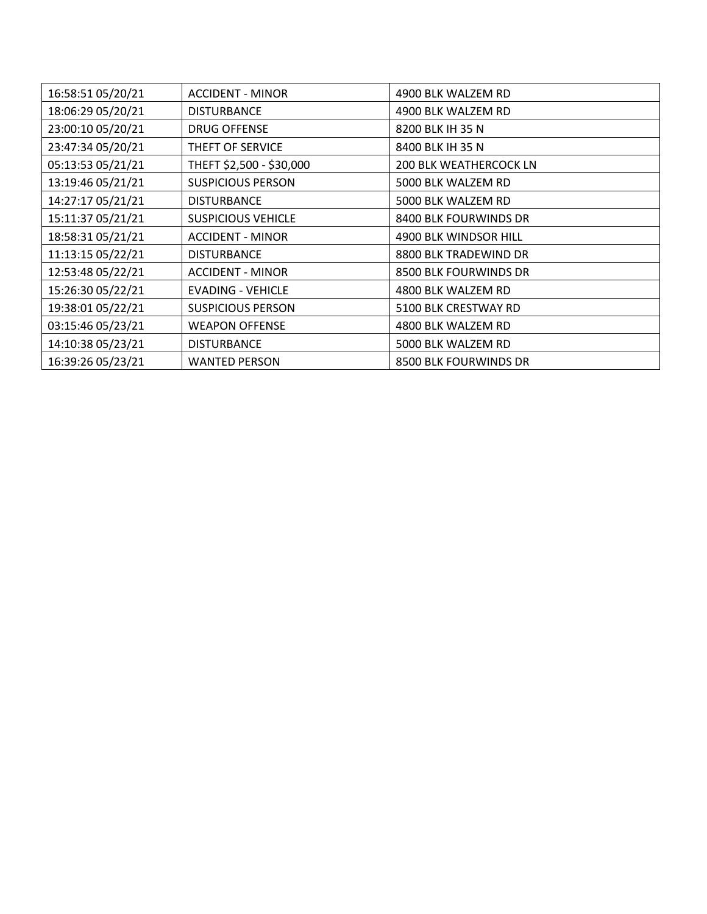| | | |
|---|---|---|
| 16:58:51 05/20/21 | ACCIDENT - MINOR | 4900 BLK WALZEM RD |
| 18:06:29 05/20/21 | DISTURBANCE | 4900 BLK WALZEM RD |
| 23:00:10 05/20/21 | DRUG OFFENSE | 8200 BLK IH 35 N |
| 23:47:34 05/20/21 | THEFT OF SERVICE | 8400 BLK IH 35 N |
| 05:13:53 05/21/21 | THEFT $2,500 - $30,000 | 200 BLK WEATHERCOCK LN |
| 13:19:46 05/21/21 | SUSPICIOUS PERSON | 5000 BLK WALZEM RD |
| 14:27:17 05/21/21 | DISTURBANCE | 5000 BLK WALZEM RD |
| 15:11:37 05/21/21 | SUSPICIOUS VEHICLE | 8400 BLK FOURWINDS DR |
| 18:58:31 05/21/21 | ACCIDENT - MINOR | 4900 BLK WINDSOR HILL |
| 11:13:15 05/22/21 | DISTURBANCE | 8800 BLK TRADEWIND DR |
| 12:53:48 05/22/21 | ACCIDENT - MINOR | 8500 BLK FOURWINDS DR |
| 15:26:30 05/22/21 | EVADING - VEHICLE | 4800 BLK WALZEM RD |
| 19:38:01 05/22/21 | SUSPICIOUS PERSON | 5100 BLK CRESTWAY RD |
| 03:15:46 05/23/21 | WEAPON OFFENSE | 4800 BLK WALZEM RD |
| 14:10:38 05/23/21 | DISTURBANCE | 5000 BLK WALZEM RD |
| 16:39:26 05/23/21 | WANTED PERSON | 8500 BLK FOURWINDS DR |